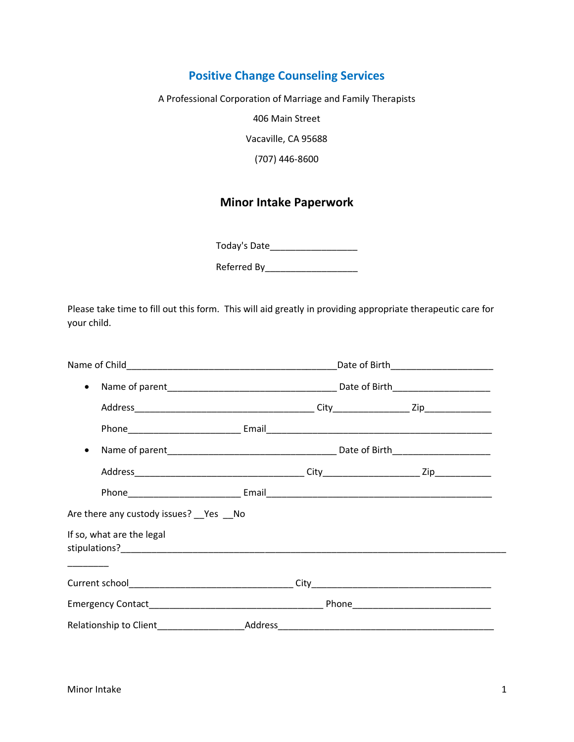# Positive Change Counseling Services

A Professional Corporation of Marriage and Family Therapists

406 Main Street

Vacaville, CA 95688

(707) 446-8600

## Minor Intake Paperwork

Today's Date_________________

Referred By__________________

Please take time to fill out this form. This will aid greatly in providing appropriate therapeutic care for your child.

Name of Child___________________________________________Date of Birth____________________

- Name of parent__________________________________ Date of Birth___________________

  Address_____________________________________ City_______________ Zip_____________

  Phone______________________ Email______________________________________________

- Name of parent__________________________________ Date of Birth___________________

  Address___________________________________ City___________________ Zip___________

  Phone______________________ Email______________________________________________

Are there any custody issues? __Yes __No

If so, what are the legal stipulations?_______________________________________________________________________________

________

Current school_________________________________ City____________________________________

Emergency Contact___________________________________ Phone____________________________

Relationship to Client_________________Address____________________________________________

Minor Intake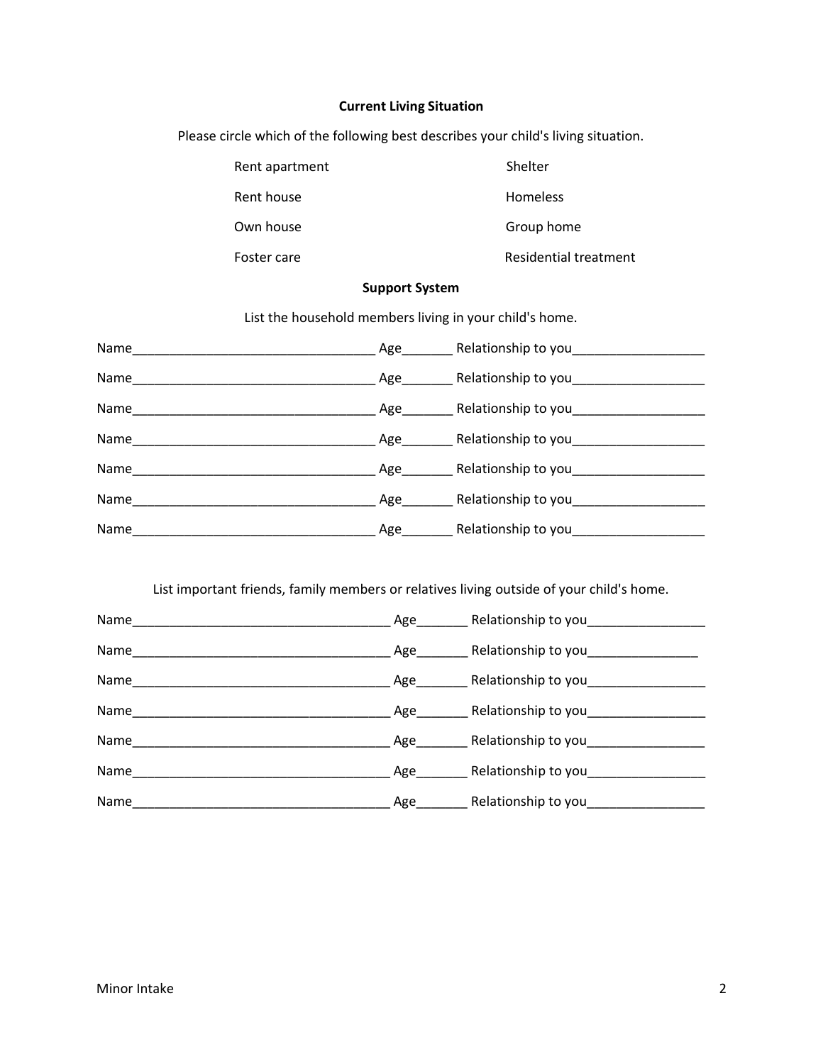## Current Living Situation

Please circle which of the following best describes your child's living situation.

| | |
|---|---|
| Rent apartment | Shelter |
| Rent house | Homeless |
| Own house | Group home |
| Foster care | Residential treatment |

## Support System

List the household members living in your child's home.

Name__________________________________ Age_______ Relationship to you__________________

Name__________________________________ Age_______ Relationship to you__________________

Name__________________________________ Age_______ Relationship to you__________________

Name__________________________________ Age_______ Relationship to you__________________

Name__________________________________ Age_______ Relationship to you__________________

Name__________________________________ Age_______ Relationship to you__________________

Name__________________________________ Age_______ Relationship to you__________________

List important friends, family members or relatives living outside of your child's home.

Name____________________________________ Age_______ Relationship to you________________

Name____________________________________ Age_______ Relationship to you_______________

Name____________________________________ Age_______ Relationship to you________________

Name____________________________________ Age_______ Relationship to you________________

Name____________________________________ Age_______ Relationship to you________________

Name____________________________________ Age_______ Relationship to you________________

Name____________________________________ Age_______ Relationship to you________________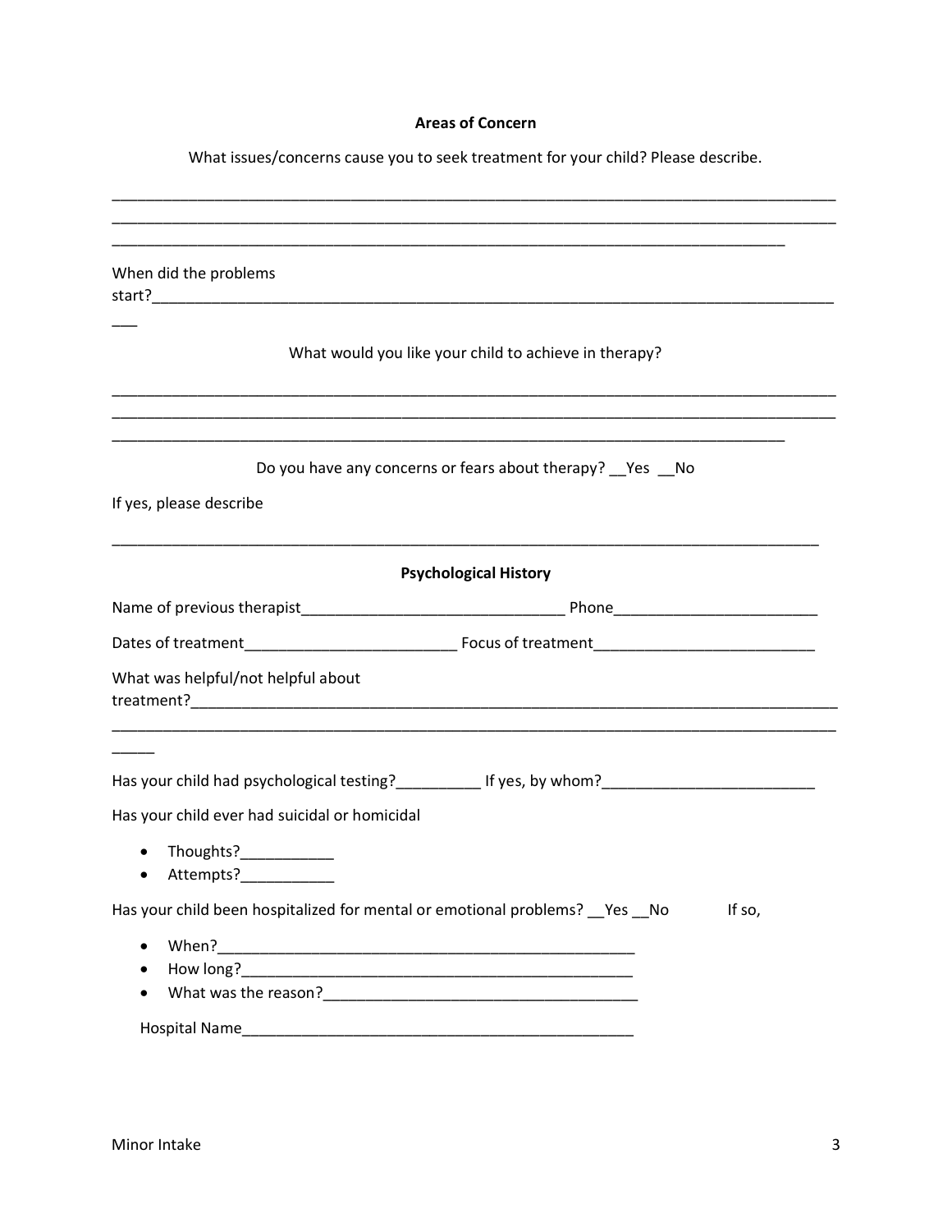**Areas of Concern**

What issues/concerns cause you to seek treatment for your child? Please describe.

_______________________________________________________________________________________
_______________________________________________________________________________________
_________________________________________________________________________________

When did the problems start?_________________________________________________________________________________
___

What would you like your child to achieve in therapy?

_______________________________________________________________________________________
_______________________________________________________________________________________
_________________________________________________________________________________

Do you have any concerns or fears about therapy? __Yes __No

If yes, please describe

_____________________________________________________________________________________

**Psychological History**

Name of previous therapist______________________________ Phone________________________

Dates of treatment________________________ Focus of treatment_________________________

What was helpful/not helpful about treatment?_____________________________________________________________________________
_______________________________________________________________________________________
_____

Has your child had psychological testing?__________ If yes, by whom?________________________

Has your child ever had suicidal or homicidal

- Thoughts?___________
- Attempts?___________

Has your child been hospitalized for mental or emotional problems? __Yes __No If so,

- When?_______________________________________________
- How long?____________________________________________
- What was the reason?__________________________________

Hospital Name_______________________________________________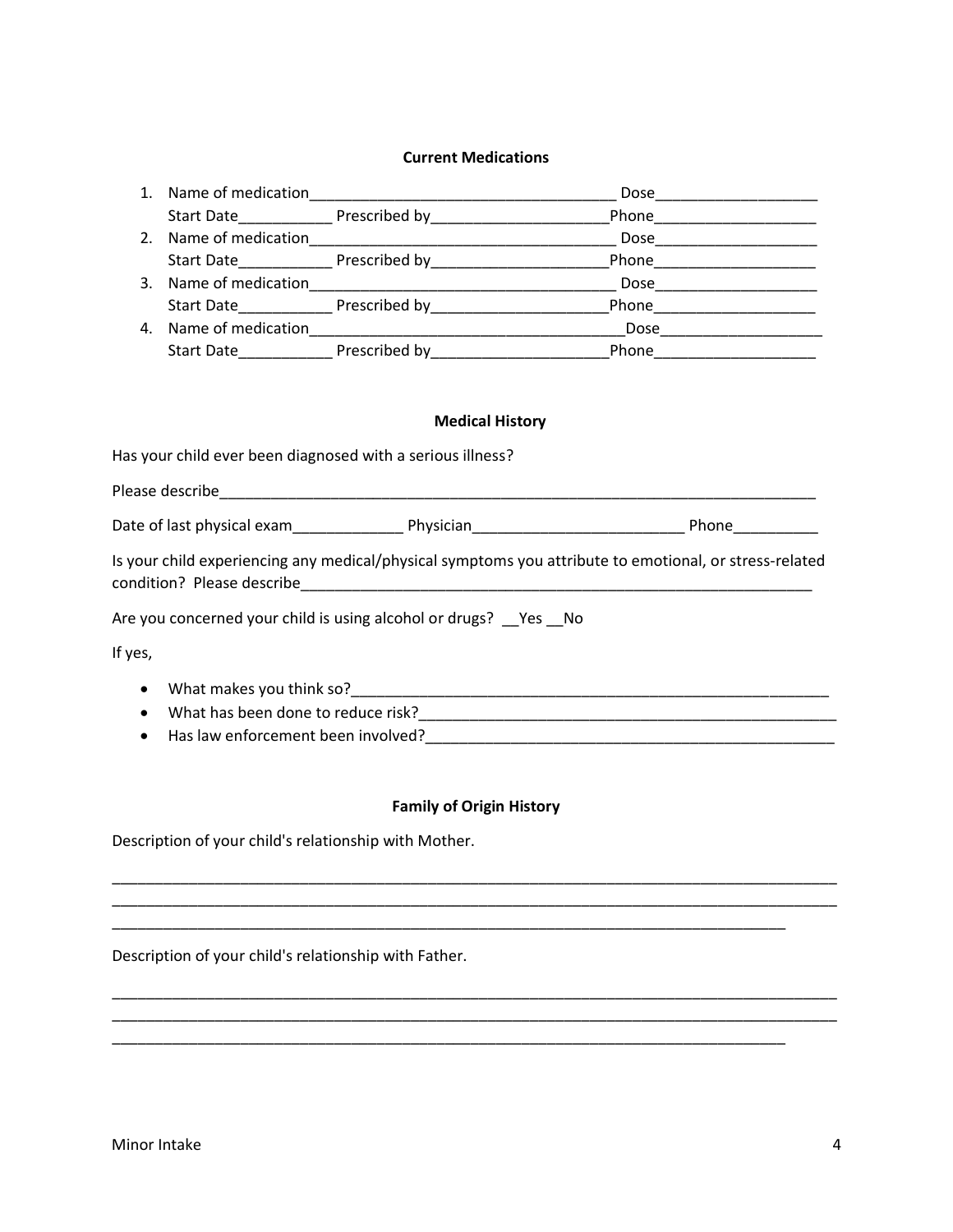### Current Medications

1. Name of medication_____________________________________ Dose___________________
   Start Date___________ Prescribed by_____________________Phone___________________
2. Name of medication_____________________________________ Dose___________________
   Start Date___________ Prescribed by_____________________Phone___________________
3. Name of medication_____________________________________ Dose___________________
   Start Date___________ Prescribed by_____________________Phone___________________
4. Name of medication_____________________________________Dose___________________
   Start Date___________ Prescribed by_____________________Phone___________________

### Medical History

Has your child ever been diagnosed with a serious illness?

Please describe___________________________________________________________________________

Date of last physical exam_____________ Physician_________________________ Phone__________

Is your child experiencing any medical/physical symptoms you attribute to emotional, or stress-related condition? Please describe_______________________________________________________________

Are you concerned your child is using alcohol or drugs? __Yes __No

If yes,

- What makes you think so?__________________________________________________________
- What has been done to reduce risk?__________________________________________________
- Has law enforcement been involved?_________________________________________________

### Family of Origin History

Description of your child's relationship with Mother.

_____________________________________________________________________________________
_____________________________________________________________________________________
_____________________________________________________________________________________

Description of your child's relationship with Father.

_____________________________________________________________________________________
_____________________________________________________________________________________
_____________________________________________________________________________________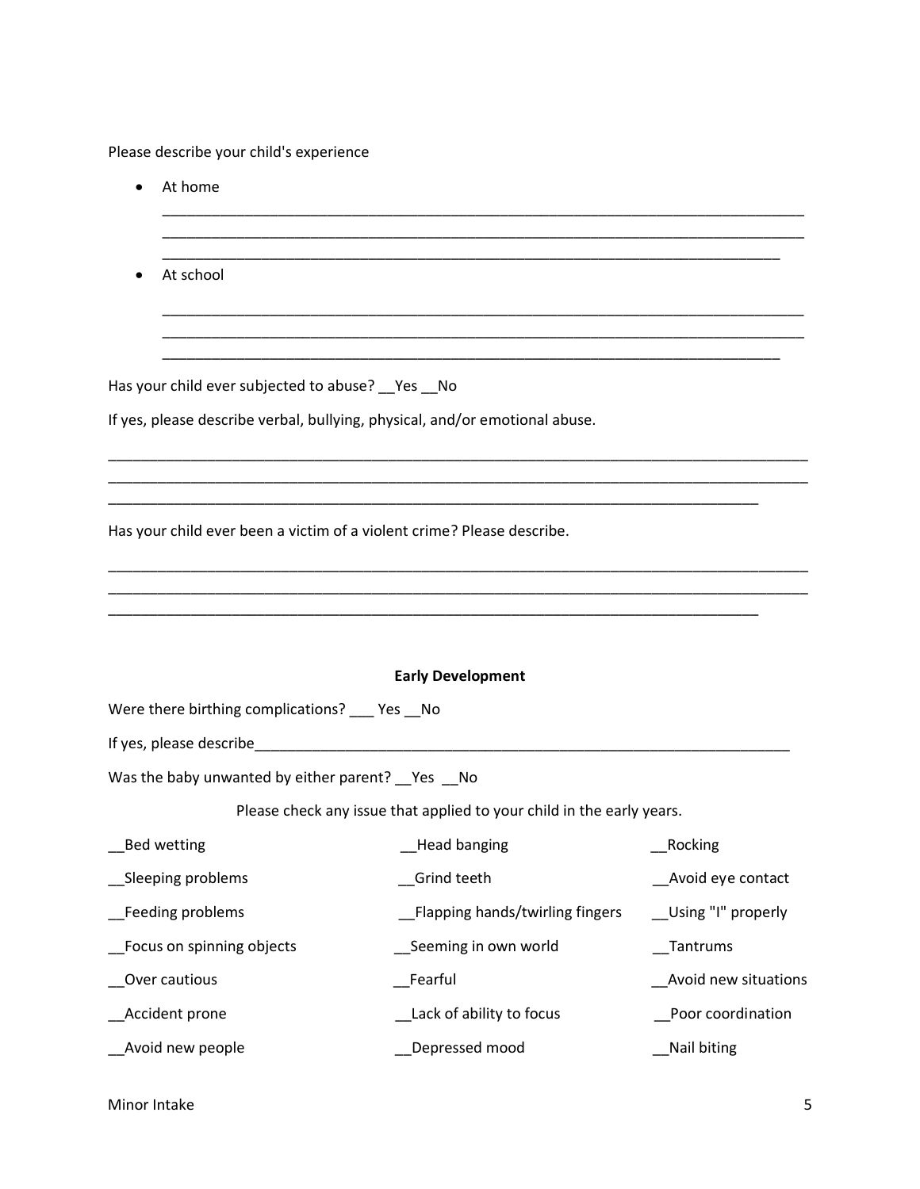Please describe your child's experience

- At home

  ________________________________________________________________________________
  ________________________________________________________________________________
  _____________________________________________________________________________

- At school

  ________________________________________________________________________________
  ________________________________________________________________________________
  _____________________________________________________________________________

Has your child ever subjected to abuse? __Yes __No

If yes, please describe verbal, bullying, physical, and/or emotional abuse.

________________________________________________________________________________
________________________________________________________________________________
_____________________________________________________________________________

Has your child ever been a victim of a violent crime? Please describe.

________________________________________________________________________________
________________________________________________________________________________
_____________________________________________________________________________

**Early Development**

Were there birthing complications? ___ Yes __No

If yes, please describe_____________________________________________________________________

Was the baby unwanted by either parent? __Yes __No

Please check any issue that applied to your child in the early years.

| | | |
|---|---|---|
| __Bed wetting | __Head banging | __Rocking |
| __Sleeping problems | __Grind teeth | __Avoid eye contact |
| __Feeding problems | __Flapping hands/twirling fingers | __Using "I" properly |
| __Focus on spinning objects | __Seeming in own world | __Tantrums |
| __Over cautious | __Fearful | __Avoid new situations |
| __Accident prone | __Lack of ability to focus | __Poor coordination |
| __Avoid new people | __Depressed mood | __Nail biting |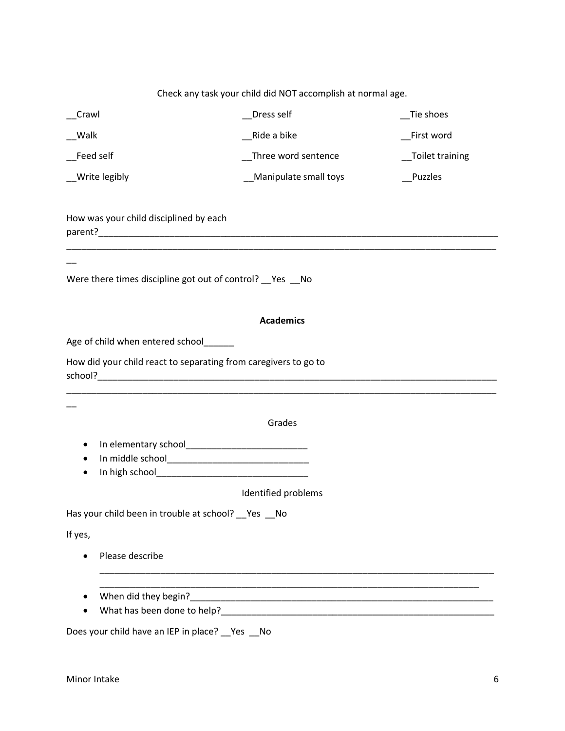Check any task your child did NOT accomplish at normal age.

| | | |
|---|---|---|
| __Crawl | __Dress self | __Tie shoes |
| __Walk | __Ride a bike | __First word |
| __Feed self | __Three word sentence | __Toilet training |
| __Write legibly | __Manipulate small toys | __Puzzles |

How was your child disciplined by each parent?_________________________________________________________________________________
_____________________________________________________________________________________________
__

Were there times discipline got out of control? __Yes __No

**Academics**

Age of child when entered school______

How did your child react to separating from caregivers to go to school?_________________________________________________________________________________
_____________________________________________________________________________________________
__

Grades

- In elementary school________________________
- In middle school____________________________
- In high school______________________________

Identified problems

Has your child been in trouble at school? __Yes __No

If yes,

- Please describe
  _________________________________________________________________________________
  _________________________________________________________________________________
- When did they begin?_________________________________________________________________
- What has been done to help?___________________________________________________________

Does your child have an IEP in place? __Yes __No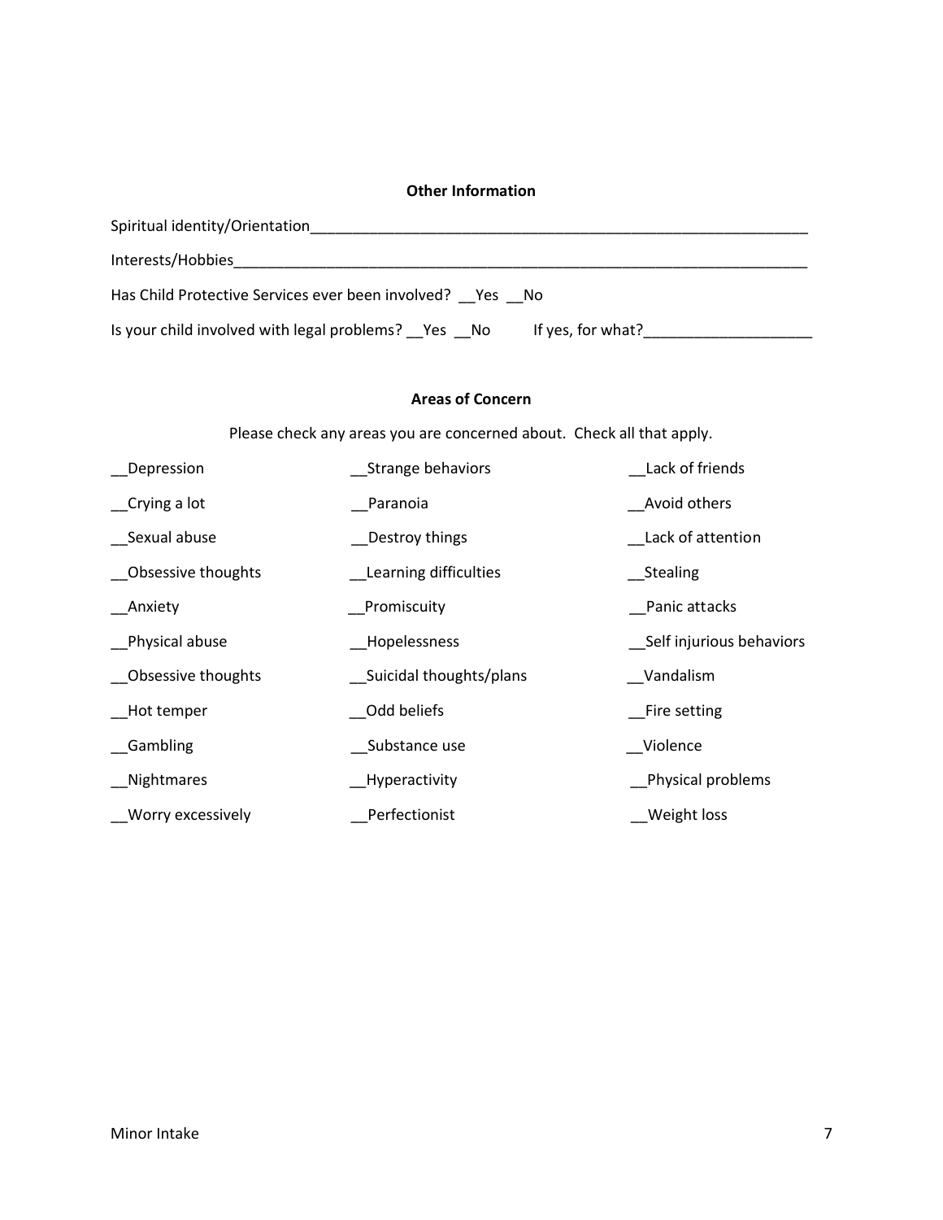## Other Information

Spiritual identity/Orientation_______________________________________________________________

Interests/Hobbies_______________________________________________________________________

Has Child Protective Services ever been involved? __Yes __No

Is your child involved with legal problems? __Yes __No     If yes, for what?____________________

## Areas of Concern

Please check any areas you are concerned about. Check all that apply.

| | | |
|---|---|---|
| __Depression | __Strange behaviors | __Lack of friends |
| __Crying a lot | __Paranoia | __Avoid others |
| __Sexual abuse | __Destroy things | __Lack of attention |
| __Obsessive thoughts | __Learning difficulties | __Stealing |
| __Anxiety | __Promiscuity | __Panic attacks |
| __Physical abuse | __Hopelessness | __Self injurious behaviors |
| __Obsessive thoughts | __Suicidal thoughts/plans | __Vandalism |
| __Hot temper | __Odd beliefs | __Fire setting |
| __Gambling | __Substance use | __Violence |
| __Nightmares | __Hyperactivity | __Physical problems |
| __Worry excessively | __Perfectionist | __Weight loss |

Minor Intake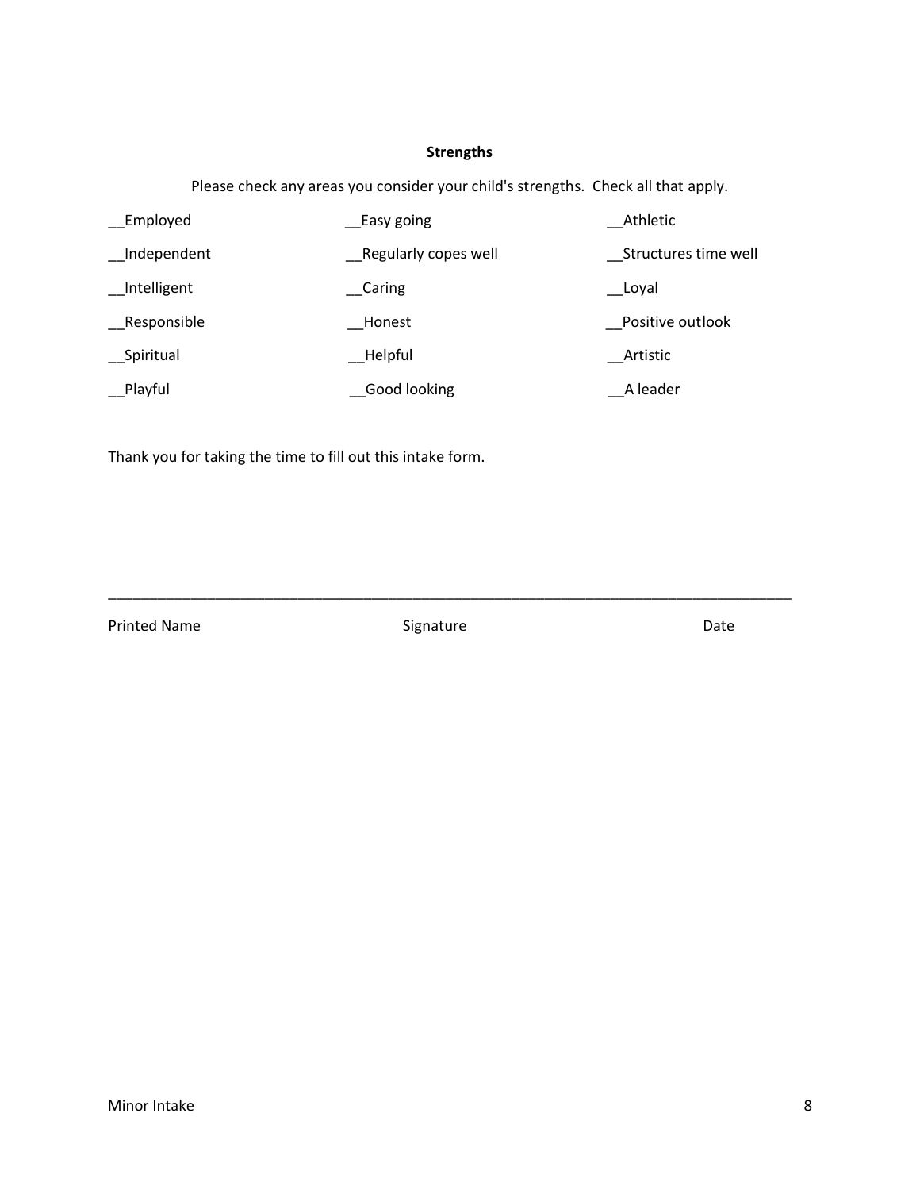### Strengths

Please check any areas you consider your child's strengths. Check all that apply.

| | | |
|---|---|---|
| __Employed | __Easy going | __Athletic |
| __Independent | __Regularly copes well | __Structures time well |
| __Intelligent | __Caring | __Loyal |
| __Responsible | __Honest | __Positive outlook |
| __Spiritual | __Helpful | __Artistic |
| __Playful | __Good looking | __A leader |

Thank you for taking the time to fill out this intake form.

_____________________________________________________________________________________

Printed Name Signature Date